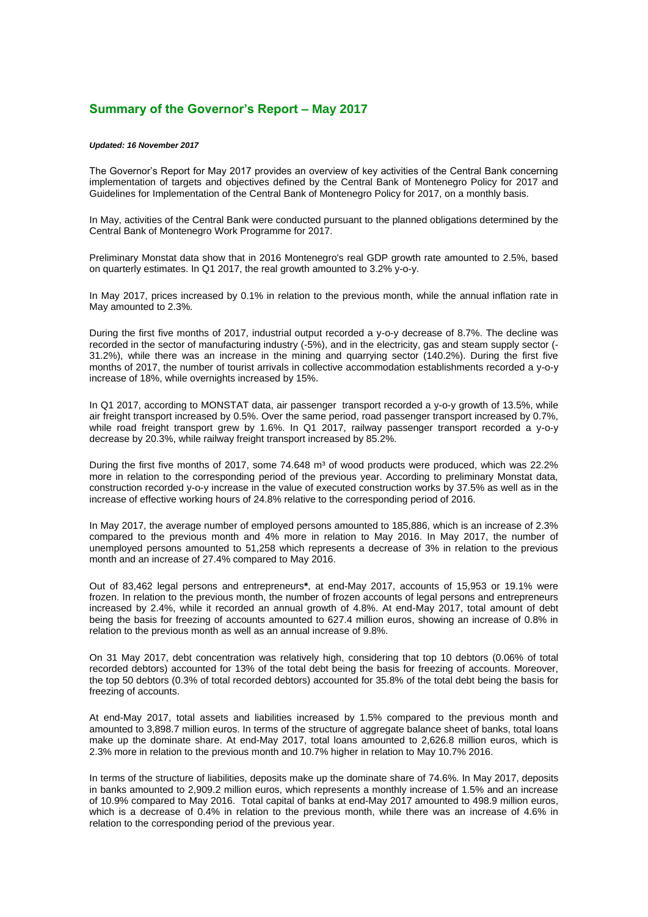## Summary of the Governor's Report – May 2017

***Updated: 16 November 2017***

The Governor's Report for May 2017 provides an overview of key activities of the Central Bank concerning implementation of targets and objectives defined by the Central Bank of Montenegro Policy for 2017 and Guidelines for Implementation of the Central Bank of Montenegro Policy for 2017, on a monthly basis.

In May, activities of the Central Bank were conducted pursuant to the planned obligations determined by the Central Bank of Montenegro Work Programme for 2017.

Preliminary Monstat data show that in 2016 Montenegro's real GDP growth rate amounted to 2.5%, based on quarterly estimates. In Q1 2017, the real growth amounted to 3.2% y-o-y.

In May 2017, prices increased by 0.1% in relation to the previous month, while the annual inflation rate in May amounted to 2.3%.

During the first five months of 2017, industrial output recorded a y-o-y decrease of 8.7%. The decline was recorded in the sector of manufacturing industry (-5%), and in the electricity, gas and steam supply sector (-31.2%), while there was an increase in the mining and quarrying sector (140.2%). During the first five months of 2017, the number of tourist arrivals in collective accommodation establishments recorded a y-o-y increase of 18%, while overnights increased by 15%.

In Q1 2017, according to MONSTAT data, air passenger transport recorded a y-o-y growth of 13.5%, while air freight transport increased by 0.5%. Over the same period, road passenger transport increased by 0.7%, while road freight transport grew by 1.6%. In Q1 2017, railway passenger transport recorded a y-o-y decrease by 20.3%, while railway freight transport increased by 85.2%.

During the first five months of 2017, some 74.648 $m^3$ of wood products were produced, which was 22.2% more in relation to the corresponding period of the previous year. According to preliminary Monstat data, construction recorded y-o-y increase in the value of executed construction works by 37.5% as well as in the increase of effective working hours of 24.8% relative to the corresponding period of 2016.

In May 2017, the average number of employed persons amounted to 185,886, which is an increase of 2.3% compared to the previous month and 4% more in relation to May 2016. In May 2017, the number of unemployed persons amounted to 51,258 which represents a decrease of 3% in relation to the previous month and an increase of 27.4% compared to May 2016.

Out of 83,462 legal persons and entrepreneurs**\***, at end-May 2017, accounts of 15,953 or 19.1% were frozen. In relation to the previous month, the number of frozen accounts of legal persons and entrepreneurs increased by 2.4%, while it recorded an annual growth of 4.8%. At end-May 2017, total amount of debt being the basis for freezing of accounts amounted to 627.4 million euros, showing an increase of 0.8% in relation to the previous month as well as an annual increase of 9.8%.

On 31 May 2017, debt concentration was relatively high, considering that top 10 debtors (0.06% of total recorded debtors) accounted for 13% of the total debt being the basis for freezing of accounts. Moreover, the top 50 debtors (0.3% of total recorded debtors) accounted for 35.8% of the total debt being the basis for freezing of accounts.

At end-May 2017, total assets and liabilities increased by 1.5% compared to the previous month and amounted to 3,898.7 million euros. In terms of the structure of aggregate balance sheet of banks, total loans make up the dominate share. At end-May 2017, total loans amounted to 2,626.8 million euros, which is 2.3% more in relation to the previous month and 10.7% higher in relation to May 10.7% 2016.

In terms of the structure of liabilities, deposits make up the dominate share of 74.6%. In May 2017, deposits in banks amounted to 2,909.2 million euros, which represents a monthly increase of 1.5% and an increase of 10.9% compared to May 2016. Total capital of banks at end-May 2017 amounted to 498.9 million euros, which is a decrease of 0.4% in relation to the previous month, while there was an increase of 4.6% in relation to the corresponding period of the previous year.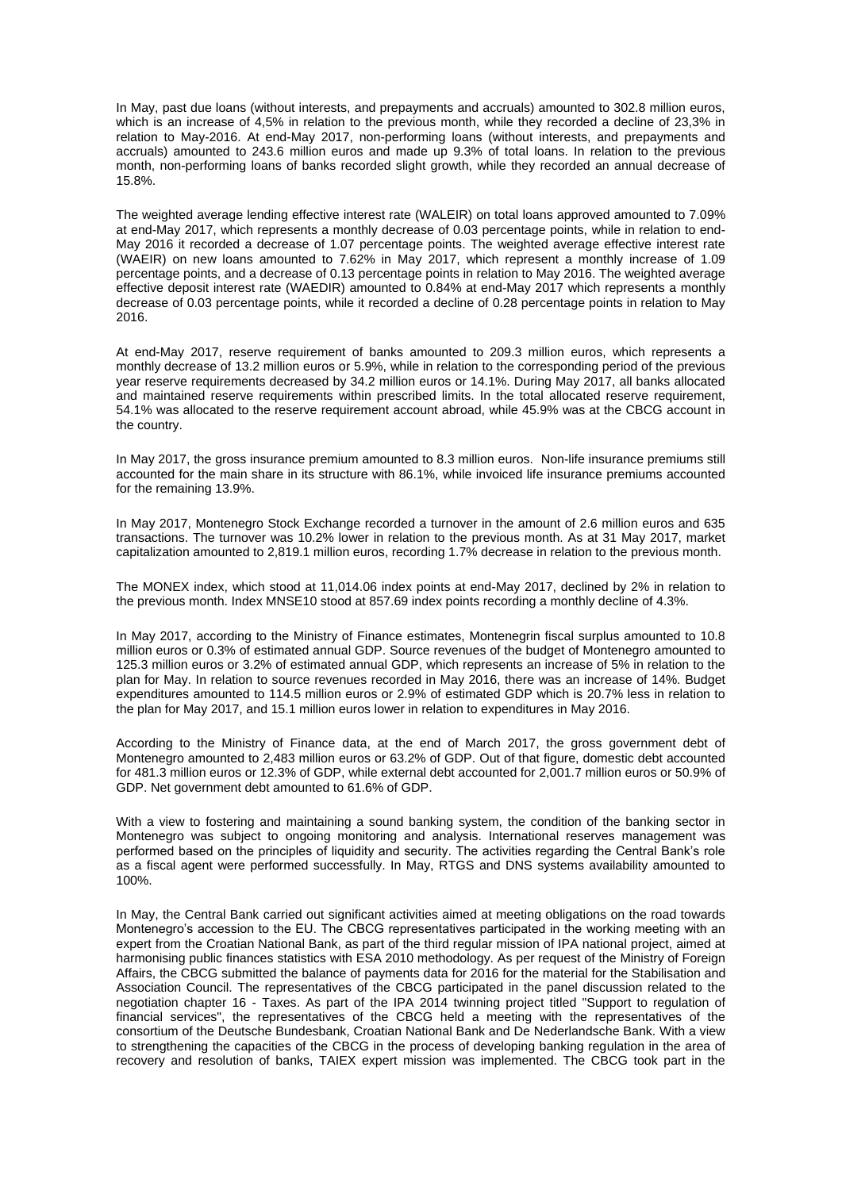In May, past due loans (without interests, and prepayments and accruals) amounted to 302.8 million euros, which is an increase of 4,5% in relation to the previous month, while they recorded a decline of 23,3% in relation to May-2016. At end-May 2017, non-performing loans (without interests, and prepayments and accruals) amounted to 243.6 million euros and made up 9.3% of total loans. In relation to the previous month, non-performing loans of banks recorded slight growth, while they recorded an annual decrease of 15.8%.

The weighted average lending effective interest rate (WALEIR) on total loans approved amounted to 7.09% at end-May 2017, which represents a monthly decrease of 0.03 percentage points, while in relation to end-May 2016 it recorded a decrease of 1.07 percentage points. The weighted average effective interest rate (WAEIR) on new loans amounted to 7.62% in May 2017, which represent a monthly increase of 1.09 percentage points, and a decrease of 0.13 percentage points in relation to May 2016. The weighted average effective deposit interest rate (WAEDIR) amounted to 0.84% at end-May 2017 which represents a monthly decrease of 0.03 percentage points, while it recorded a decline of 0.28 percentage points in relation to May 2016.

At end-May 2017, reserve requirement of banks amounted to 209.3 million euros, which represents a monthly decrease of 13.2 million euros or 5.9%, while in relation to the corresponding period of the previous year reserve requirements decreased by 34.2 million euros or 14.1%. During May 2017, all banks allocated and maintained reserve requirements within prescribed limits. In the total allocated reserve requirement, 54.1% was allocated to the reserve requirement account abroad, while 45.9% was at the CBCG account in the country.

In May 2017, the gross insurance premium amounted to 8.3 million euros. Non-life insurance premiums still accounted for the main share in its structure with 86.1%, while invoiced life insurance premiums accounted for the remaining 13.9%.

In May 2017, Montenegro Stock Exchange recorded a turnover in the amount of 2.6 million euros and 635 transactions. The turnover was 10.2% lower in relation to the previous month. As at 31 May 2017, market capitalization amounted to 2,819.1 million euros, recording 1.7% decrease in relation to the previous month.

The MONEX index, which stood at 11,014.06 index points at end-May 2017, declined by 2% in relation to the previous month. Index MNSE10 stood at 857.69 index points recording a monthly decline of 4.3%.

In May 2017, according to the Ministry of Finance estimates, Montenegrin fiscal surplus amounted to 10.8 million euros or 0.3% of estimated annual GDP. Source revenues of the budget of Montenegro amounted to 125.3 million euros or 3.2% of estimated annual GDP, which represents an increase of 5% in relation to the plan for May. In relation to source revenues recorded in May 2016, there was an increase of 14%. Budget expenditures amounted to 114.5 million euros or 2.9% of estimated GDP which is 20.7% less in relation to the plan for May 2017, and 15.1 million euros lower in relation to expenditures in May 2016.

According to the Ministry of Finance data, at the end of March 2017, the gross government debt of Montenegro amounted to 2,483 million euros or 63.2% of GDP. Out of that figure, domestic debt accounted for 481.3 million euros or 12.3% of GDP, while external debt accounted for 2,001.7 million euros or 50.9% of GDP. Net government debt amounted to 61.6% of GDP.

With a view to fostering and maintaining a sound banking system, the condition of the banking sector in Montenegro was subject to ongoing monitoring and analysis. International reserves management was performed based on the principles of liquidity and security. The activities regarding the Central Bank's role as a fiscal agent were performed successfully. In May, RTGS and DNS systems availability amounted to 100%.

In May, the Central Bank carried out significant activities aimed at meeting obligations on the road towards Montenegro's accession to the EU. The CBCG representatives participated in the working meeting with an expert from the Croatian National Bank, as part of the third regular mission of IPA national project, aimed at harmonising public finances statistics with ESA 2010 methodology. As per request of the Ministry of Foreign Affairs, the CBCG submitted the balance of payments data for 2016 for the material for the Stabilisation and Association Council. The representatives of the CBCG participated in the panel discussion related to the negotiation chapter 16 - Taxes. As part of the IPA 2014 twinning project titled "Support to regulation of financial services", the representatives of the CBCG held a meeting with the representatives of the consortium of the Deutsche Bundesbank, Croatian National Bank and De Nederlandsche Bank. With a view to strengthening the capacities of the CBCG in the process of developing banking regulation in the area of recovery and resolution of banks, TAIEX expert mission was implemented. The CBCG took part in the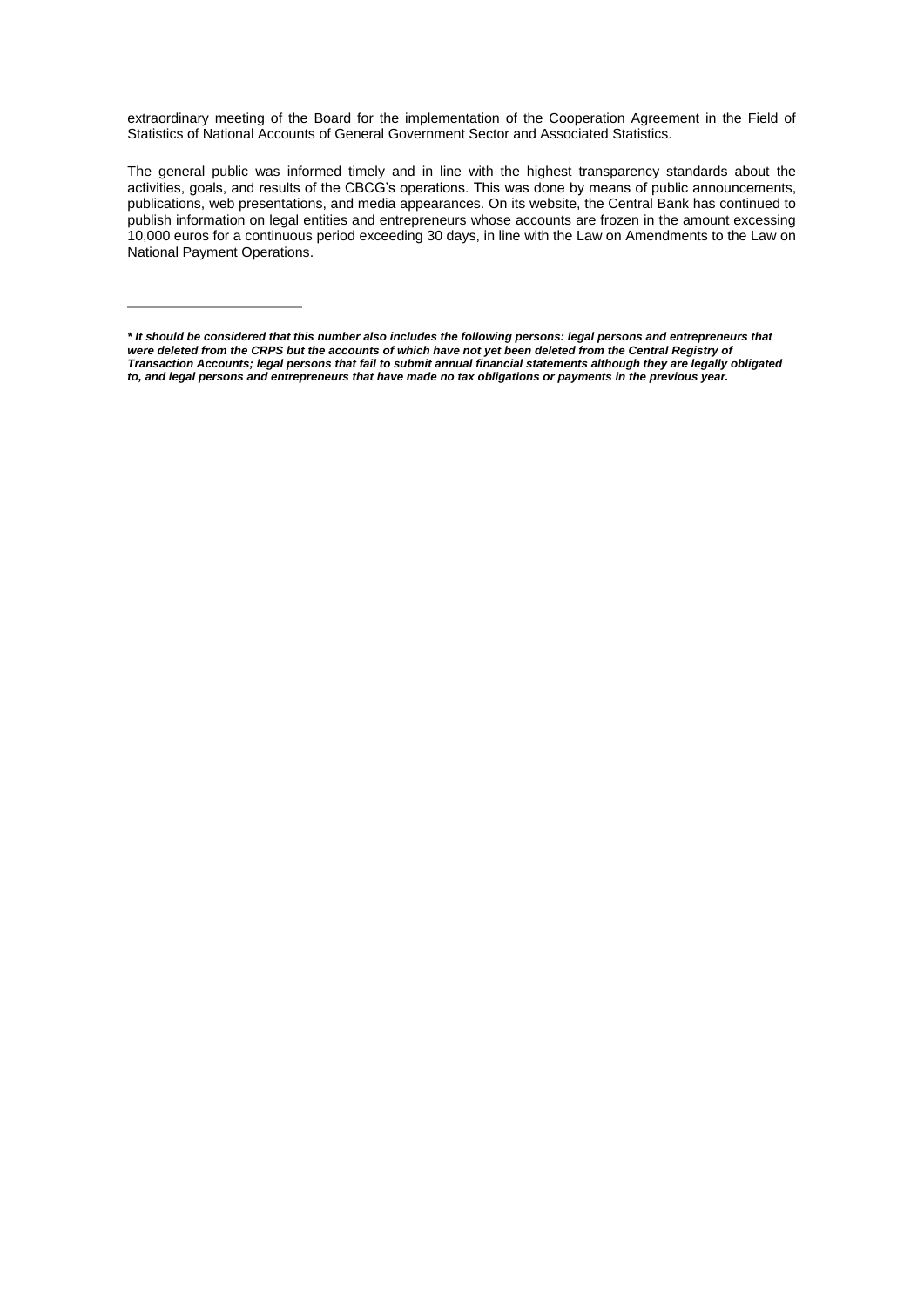extraordinary meeting of the Board for the implementation of the Cooperation Agreement in the Field of Statistics of National Accounts of General Government Sector and Associated Statistics.

The general public was informed timely and in line with the highest transparency standards about the activities, goals, and results of the CBCG's operations. This was done by means of public announcements, publications, web presentations, and media appearances. On its website, the Central Bank has continued to publish information on legal entities and entrepreneurs whose accounts are frozen in the amount excessing 10,000 euros for a continuous period exceeding 30 days, in line with the Law on Amendments to the Law on National Payment Operations.

---

***\* It should be considered that this number also includes the following persons: legal persons and entrepreneurs that were deleted from the CRPS but the accounts of which have not yet been deleted from the Central Registry of Transaction Accounts; legal persons that fail to submit annual financial statements although they are legally obligated to, and legal persons and entrepreneurs that have made no tax obligations or payments in the previous year.***